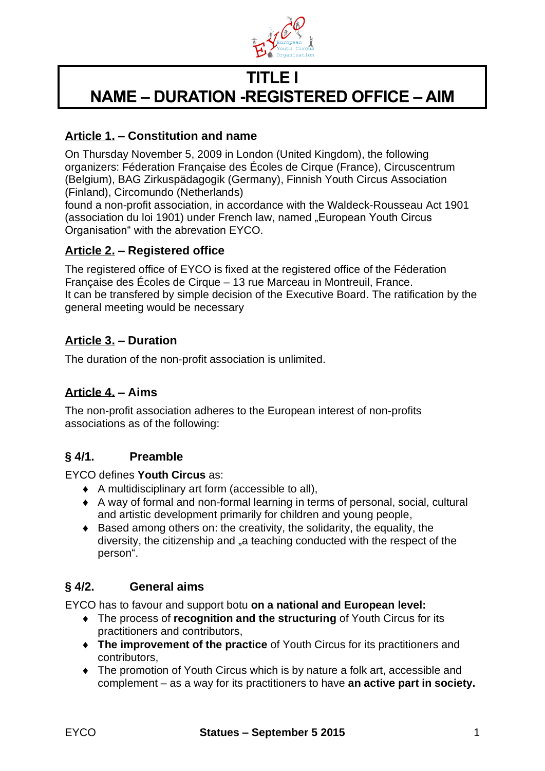# TITLE I
# NAME – DURATION -REGISTERED OFFICE – AIM

### Article 1. – Constitution and name

On Thursday November 5, 2009 in London (United Kingdom), the following organizers: Féderation Française des Écoles de Cirque (France), Circuscentrum (Belgium), BAG Zirkuspädagogik (Germany), Finnish Youth Circus Association (Finland), Circomundo (Netherlands)
found a non-profit association, in accordance with the Waldeck-Rousseau Act 1901 (association du loi 1901) under French law, named „European Youth Circus Organisation" with the abrevation EYCO.

### Article 2. – Registered office

The registered office of EYCO is fixed at the registered office of the Féderation Française des Écoles de Cirque – 13 rue Marceau in Montreuil, France.
It can be transfered by simple decision of the Executive Board. The ratification by the general meeting would be necessary

### Article 3. – Duration

The duration of the non-profit association is unlimited.

### Article 4. – Aims

The non-profit association adheres to the European interest of non-profits associations as of the following:

#### § 4/1. Preamble

EYCO defines **Youth Circus** as:

- A multidisciplinary art form (accessible to all),
- A way of formal and non-formal learning in terms of personal, social, cultural and artistic development primarily for children and young people,
- Based among others on: the creativity, the solidarity, the equality, the diversity, the citizenship and „a teaching conducted with the respect of the person".

#### § 4/2. General aims

EYCO has to favour and support botu **on a national and European level:**

- The process of **recognition and the structuring** of Youth Circus for its practitioners and contributors,
- **The improvement of the practice** of Youth Circus for its practitioners and contributors,
- The promotion of Youth Circus which is by nature a folk art, accessible and complement – as a way for its practitioners to have **an active part in society.**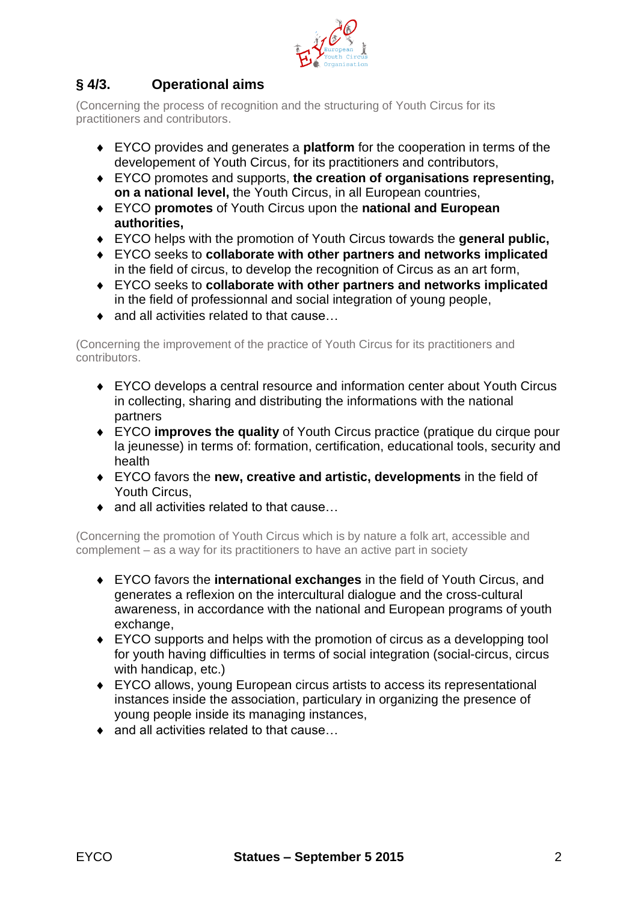## § 4/3. Operational aims

(Concerning the process of recognition and the structuring of Youth Circus for its practitioners and contributors.

- EYCO provides and generates a **platform** for the cooperation in terms of the developement of Youth Circus, for its practitioners and contributors,
- EYCO promotes and supports, **the creation of organisations representing, on a national level,** the Youth Circus, in all European countries,
- EYCO **promotes** of Youth Circus upon the **national and European authorities,**
- EYCO helps with the promotion of Youth Circus towards the **general public,**
- EYCO seeks to **collaborate with other partners and networks implicated** in the field of circus, to develop the recognition of Circus as an art form,
- EYCO seeks to **collaborate with other partners and networks implicated** in the field of professionnal and social integration of young people,
- and all activities related to that cause…

(Concerning the improvement of the practice of Youth Circus for its practitioners and contributors.

- EYCO develops a central resource and information center about Youth Circus in collecting, sharing and distributing the informations with the national partners
- EYCO **improves the quality** of Youth Circus practice (pratique du cirque pour la jeunesse) in terms of: formation, certification, educational tools, security and health
- EYCO favors the **new, creative and artistic, developments** in the field of Youth Circus,
- and all activities related to that cause…

(Concerning the promotion of Youth Circus which is by nature a folk art, accessible and complement – as a way for its practitioners to have an active part in society

- EYCO favors the **international exchanges** in the field of Youth Circus, and generates a reflexion on the intercultural dialogue and the cross-cultural awareness, in accordance with the national and European programs of youth exchange,
- EYCO supports and helps with the promotion of circus as a developping tool for youth having difficulties in terms of social integration (social-circus, circus with handicap, etc.)
- EYCO allows, young European circus artists to access its representational instances inside the association, particulary in organizing the presence of young people inside its managing instances,
- and all activities related to that cause…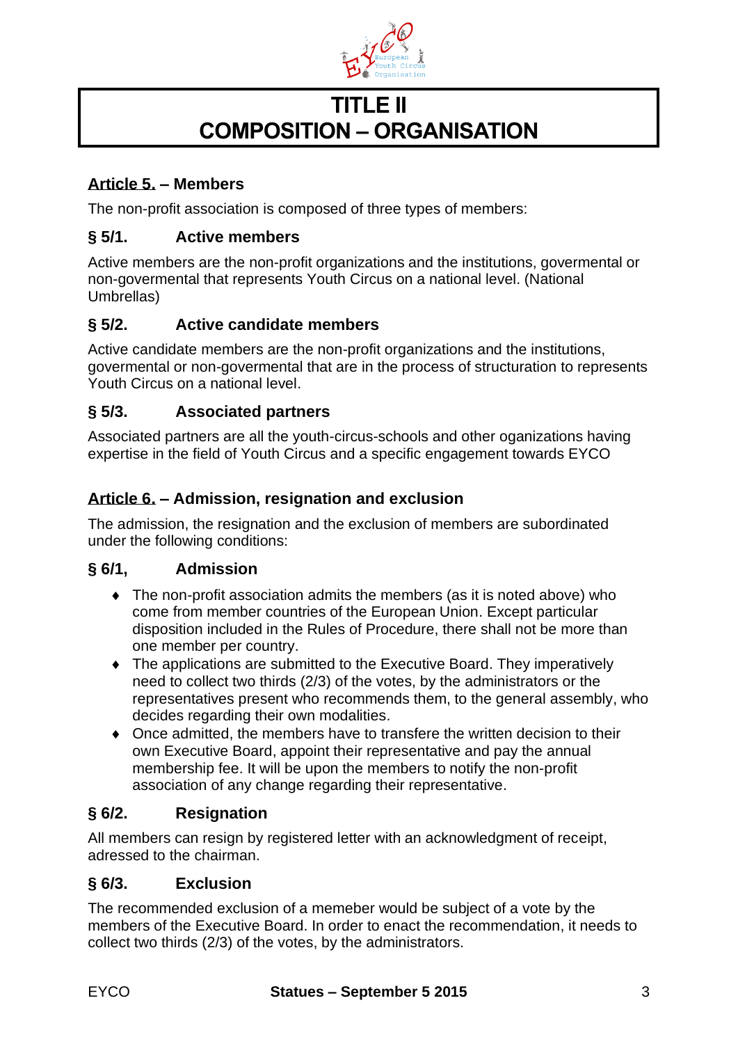# TITLE II
# COMPOSITION – ORGANISATION

## Article 5. – Members

The non-profit association is composed of three types of members:

### § 5/1. Active members

Active members are the non-profit organizations and the institutions, govermental or non-govermental that represents Youth Circus on a national level. (National Umbrellas)

### § 5/2. Active candidate members

Active candidate members are the non-profit organizations and the institutions, govermental or non-govermental that are in the process of structuration to represents Youth Circus on a national level.

### § 5/3. Associated partners

Associated partners are all the youth-circus-schools and other oganizations having expertise in the field of Youth Circus and a specific engagement towards EYCO

## Article 6. – Admission, resignation and exclusion

The admission, the resignation and the exclusion of members are subordinated under the following conditions:

### § 6/1, Admission

- The non-profit association admits the members (as it is noted above) who come from member countries of the European Union. Except particular disposition included in the Rules of Procedure, there shall not be more than one member per country.
- The applications are submitted to the Executive Board. They imperatively need to collect two thirds (2/3) of the votes, by the administrators or the representatives present who recommends them, to the general assembly, who decides regarding their own modalities.
- Once admitted, the members have to transfere the written decision to their own Executive Board, appoint their representative and pay the annual membership fee. It will be upon the members to notify the non-profit association of any change regarding their representative.

### § 6/2. Resignation

All members can resign by registered letter with an acknowledgment of receipt, adressed to the chairman.

### § 6/3. Exclusion

The recommended exclusion of a memeber would be subject of a vote by the members of the Executive Board. In order to enact the recommendation, it needs to collect two thirds (2/3) of the votes, by the administrators.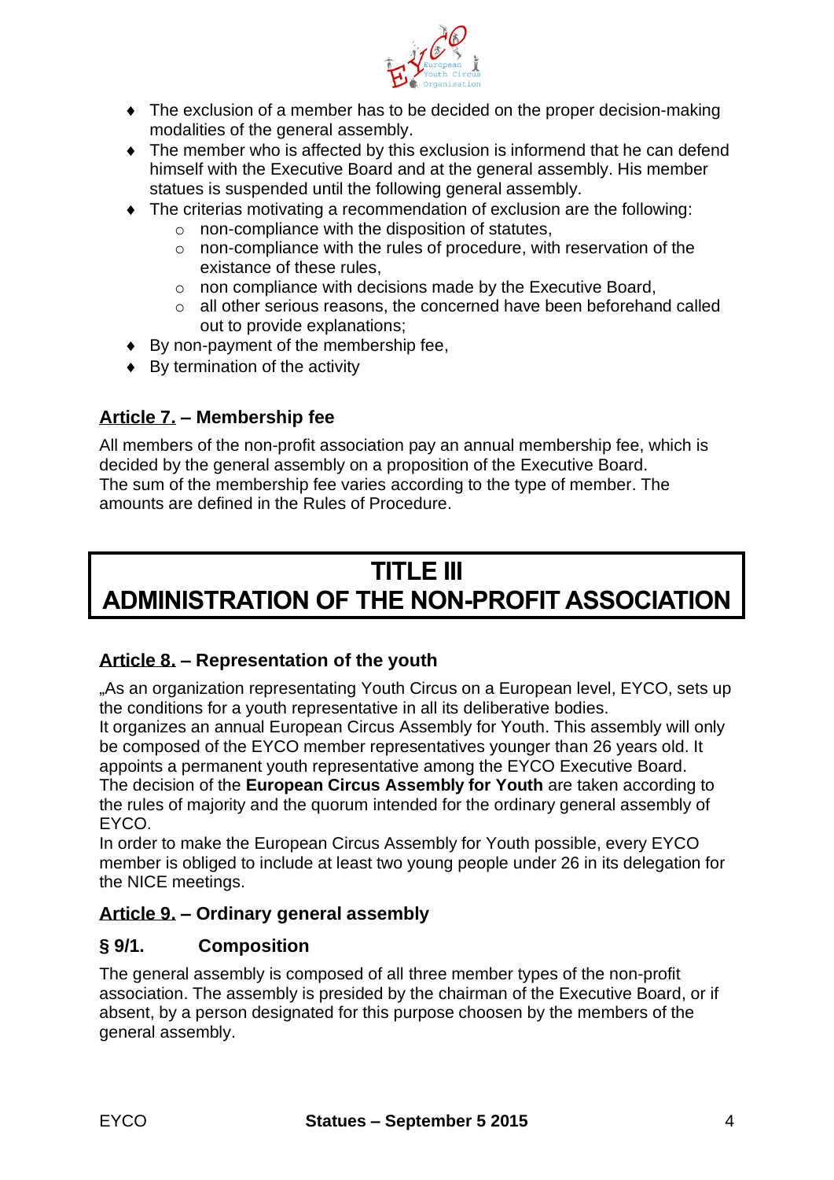- The exclusion of a member has to be decided on the proper decision-making modalities of the general assembly.
- The member who is affected by this exclusion is informend that he can defend himself with the Executive Board and at the general assembly. His member statues is suspended until the following general assembly.
- The criterias motivating a recommendation of exclusion are the following:
  - non-compliance with the disposition of statutes,
  - non-compliance with the rules of procedure, with reservation of the existance of these rules,
  - non compliance with decisions made by the Executive Board,
  - all other serious reasons, the concerned have been beforehand called out to provide explanations;
- By non-payment of the membership fee,
- By termination of the activity

### Article 7. – Membership fee

All members of the non-profit association pay an annual membership fee, which is decided by the general assembly on a proposition of the Executive Board.
The sum of the membership fee varies according to the type of member. The amounts are defined in the Rules of Procedure.

# TITLE III
# ADMINISTRATION OF THE NON-PROFIT ASSOCIATION

### Article 8. – Representation of the youth

„As an organization representating Youth Circus on a European level, EYCO, sets up the conditions for a youth representative in all its deliberative bodies.
It organizes an annual European Circus Assembly for Youth. This assembly will only be composed of the EYCO member representatives younger than 26 years old. It appoints a permanent youth representative among the EYCO Executive Board.
The decision of the **European Circus Assembly for Youth** are taken according to the rules of majority and the quorum intended for the ordinary general assembly of EYCO.
In order to make the European Circus Assembly for Youth possible, every EYCO member is obliged to include at least two young people under 26 in its delegation for the NICE meetings.

### Article 9. – Ordinary general assembly

#### § 9/1. Composition

The general assembly is composed of all three member types of the non-profit association. The assembly is presided by the chairman of the Executive Board, or if absent, by a person designated for this purpose choosen by the members of the general assembly.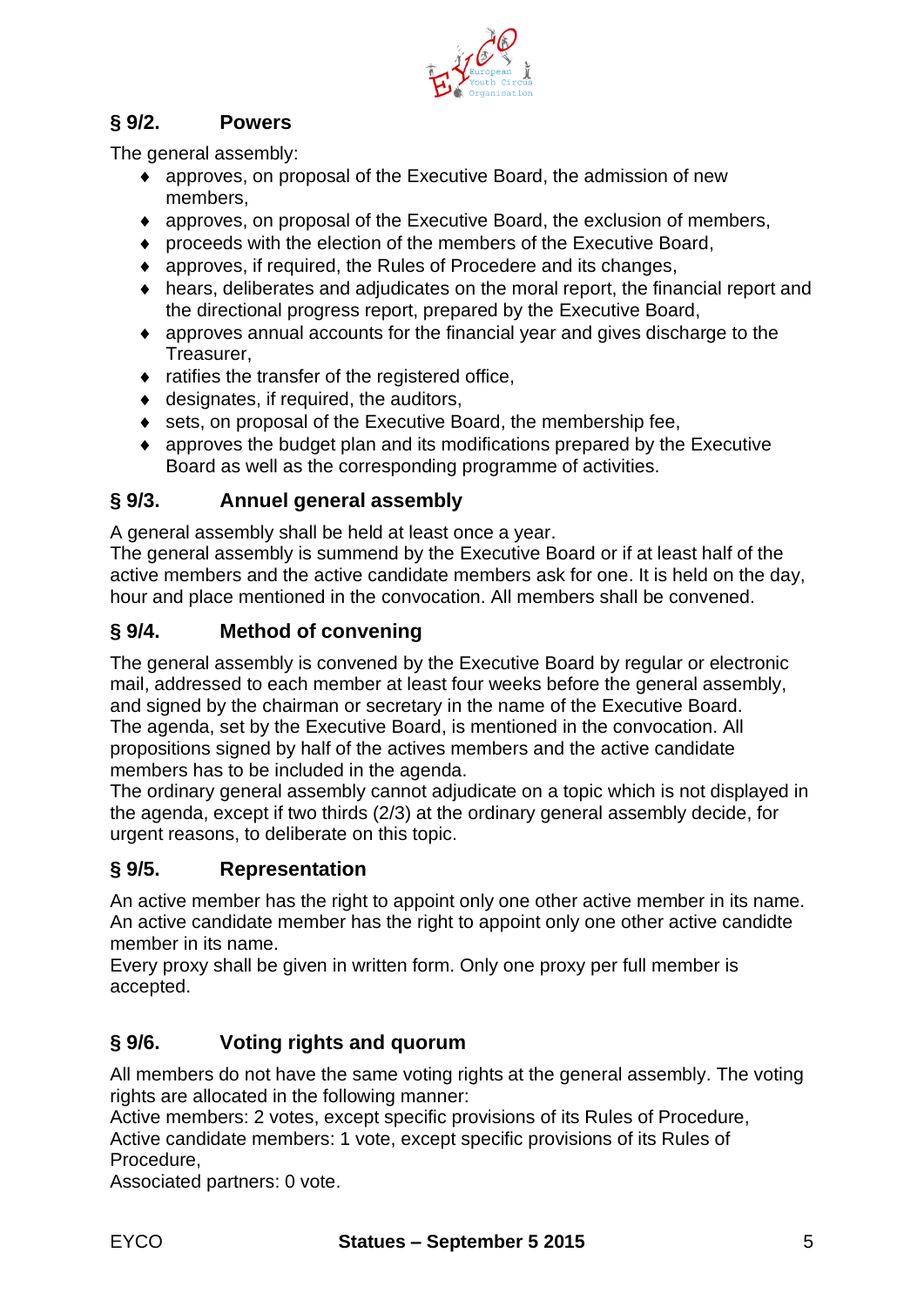### § 9/2. Powers

The general assembly:

- approves, on proposal of the Executive Board, the admission of new members,
- approves, on proposal of the Executive Board, the exclusion of members,
- proceeds with the election of the members of the Executive Board,
- approves, if required, the Rules of Procedere and its changes,
- hears, deliberates and adjudicates on the moral report, the financial report and the directional progress report, prepared by the Executive Board,
- approves annual accounts for the financial year and gives discharge to the Treasurer,
- ratifies the transfer of the registered office,
- designates, if required, the auditors,
- sets, on proposal of the Executive Board, the membership fee,
- approves the budget plan and its modifications prepared by the Executive Board as well as the corresponding programme of activities.

### § 9/3. Annuel general assembly

A general assembly shall be held at least once a year.
The general assembly is summend by the Executive Board or if at least half of the active members and the active candidate members ask for one. It is held on the day, hour and place mentioned in the convocation. All members shall be convened.

### § 9/4. Method of convening

The general assembly is convened by the Executive Board by regular or electronic mail, addressed to each member at least four weeks before the general assembly, and signed by the chairman or secretary in the name of the Executive Board.
The agenda, set by the Executive Board, is mentioned in the convocation. All propositions signed by half of the actives members and the active candidate members has to be included in the agenda.
The ordinary general assembly cannot adjudicate on a topic which is not displayed in the agenda, except if two thirds (2/3) at the ordinary general assembly decide, for urgent reasons, to deliberate on this topic.

### § 9/5. Representation

An active member has the right to appoint only one other active member in its name.
An active candidate member has the right to appoint only one other active candidte member in its name.
Every proxy shall be given in written form. Only one proxy per full member is accepted.

### § 9/6. Voting rights and quorum

All members do not have the same voting rights at the general assembly. The voting rights are allocated in the following manner:
Active members: 2 votes, except specific provisions of its Rules of Procedure,
Active candidate members: 1 vote, except specific provisions of its Rules of Procedure,
Associated partners: 0 vote.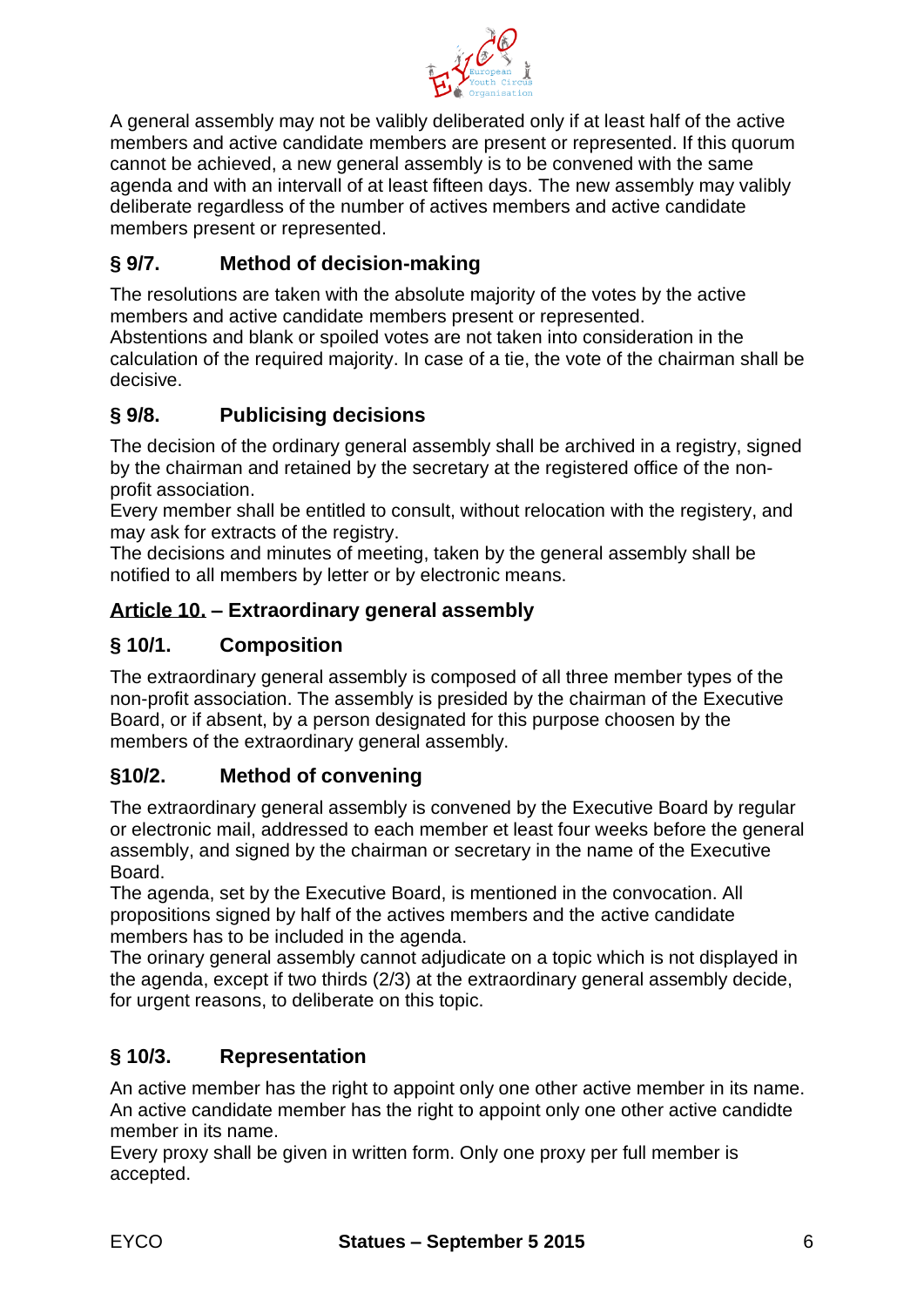A general assembly may not be valibly deliberated only if at least half of the active members and active candidate members are present or represented. If this quorum cannot be achieved, a new general assembly is to be convened with the same agenda and with an intervall of at least fifteen days. The new assembly may valibly deliberate regardless of the number of actives members and active candidate members present or represented.

### § 9/7. Method of decision-making

The resolutions are taken with the absolute majority of the votes by the active members and active candidate members present or represented.
Abstentions and blank or spoiled votes are not taken into consideration in the calculation of the required majority. In case of a tie, the vote of the chairman shall be decisive.

### § 9/8. Publicising decisions

The decision of the ordinary general assembly shall be archived in a registry, signed by the chairman and retained by the secretary at the registered office of the non-profit association.
Every member shall be entitled to consult, without relocation with the registery, and may ask for extracts of the registry.
The decisions and minutes of meeting, taken by the general assembly shall be notified to all members by letter or by electronic means.

## Article 10. – Extraordinary general assembly

### § 10/1. Composition

The extraordinary general assembly is composed of all three member types of the non-profit association. The assembly is presided by the chairman of the Executive Board, or if absent, by a person designated for this purpose choosen by the members of the extraordinary general assembly.

### §10/2. Method of convening

The extraordinary general assembly is convened by the Executive Board by regular or electronic mail, addressed to each member et least four weeks before the general assembly, and signed by the chairman or secretary in the name of the Executive Board.
The agenda, set by the Executive Board, is mentioned in the convocation. All propositions signed by half of the actives members and the active candidate members has to be included in the agenda.
The orinary general assembly cannot adjudicate on a topic which is not displayed in the agenda, except if two thirds (2/3) at the extraordinary general assembly decide, for urgent reasons, to deliberate on this topic.

### § 10/3. Representation

An active member has the right to appoint only one other active member in its name.
An active candidate member has the right to appoint only one other active candidte member in its name.
Every proxy shall be given in written form. Only one proxy per full member is accepted.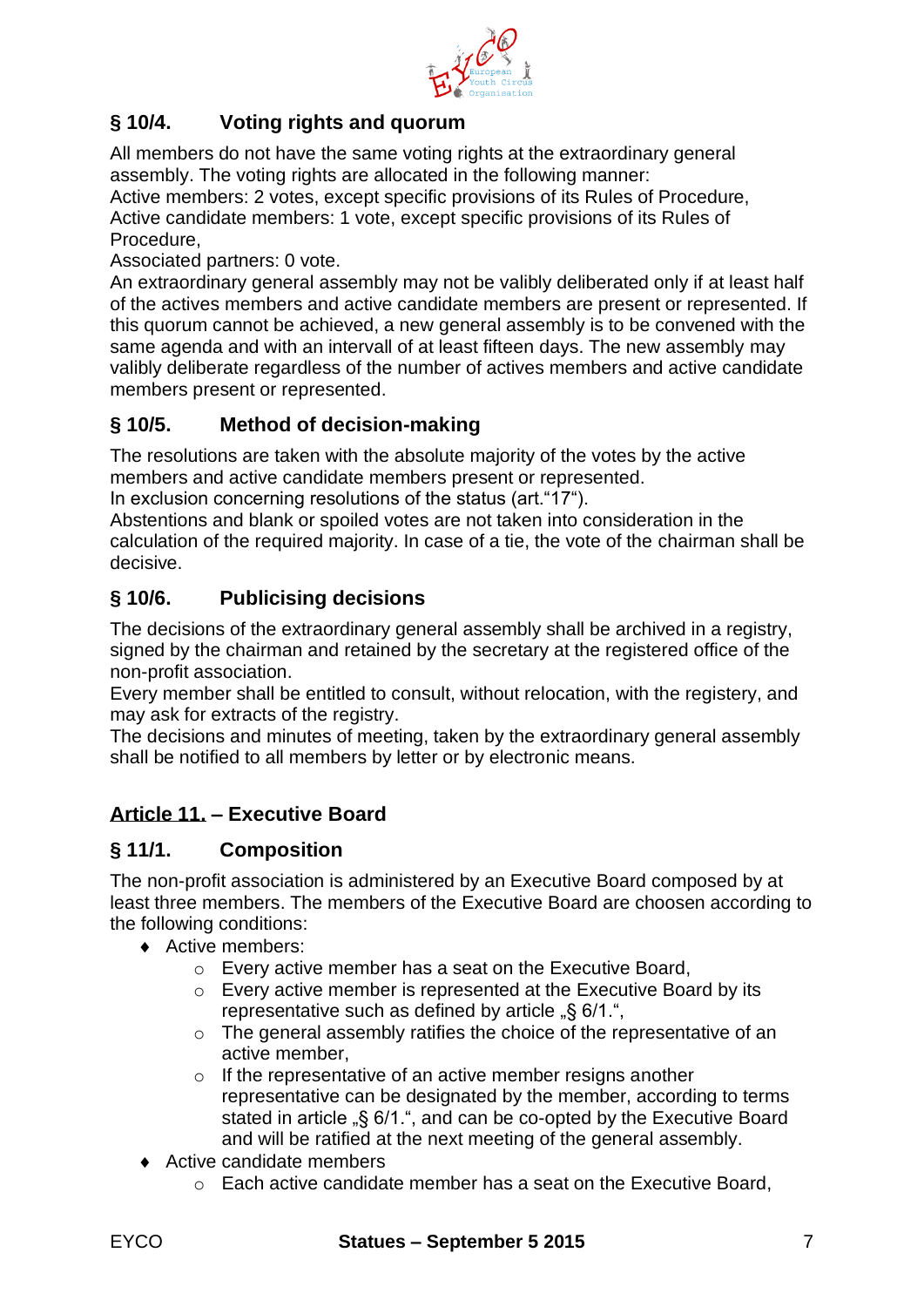## § 10/4. Voting rights and quorum

All members do not have the same voting rights at the extraordinary general assembly. The voting rights are allocated in the following manner:
Active members: 2 votes, except specific provisions of its Rules of Procedure,
Active candidate members: 1 vote, except specific provisions of its Rules of Procedure,
Associated partners: 0 vote.
An extraordinary general assembly may not be valibly deliberated only if at least half of the actives members and active candidate members are present or represented. If this quorum cannot be achieved, a new general assembly is to be convened with the same agenda and with an intervall of at least fifteen days. The new assembly may valibly deliberate regardless of the number of actives members and active candidate members present or represented.

## § 10/5. Method of decision-making

The resolutions are taken with the absolute majority of the votes by the active members and active candidate members present or represented.
In exclusion concerning resolutions of the status (art."17").
Abstentions and blank or spoiled votes are not taken into consideration in the calculation of the required majority. In case of a tie, the vote of the chairman shall be decisive.

## § 10/6. Publicising decisions

The decisions of the extraordinary general assembly shall be archived in a registry, signed by the chairman and retained by the secretary at the registered office of the non-profit association.
Every member shall be entitled to consult, without relocation, with the registery, and may ask for extracts of the registry.
The decisions and minutes of meeting, taken by the extraordinary general assembly shall be notified to all members by letter or by electronic means.

# Article 11. – Executive Board

## § 11/1. Composition

The non-profit association is administered by an Executive Board composed by at least three members. The members of the Executive Board are choosen according to the following conditions:

- Active members:
  - Every active member has a seat on the Executive Board,
  - Every active member is represented at the Executive Board by its representative such as defined by article „§ 6/1.",
  - The general assembly ratifies the choice of the representative of an active member,
  - If the representative of an active member resigns another representative can be designated by the member, according to terms stated in article „§ 6/1.", and can be co-opted by the Executive Board and will be ratified at the next meeting of the general assembly.
- Active candidate members
  - Each active candidate member has a seat on the Executive Board,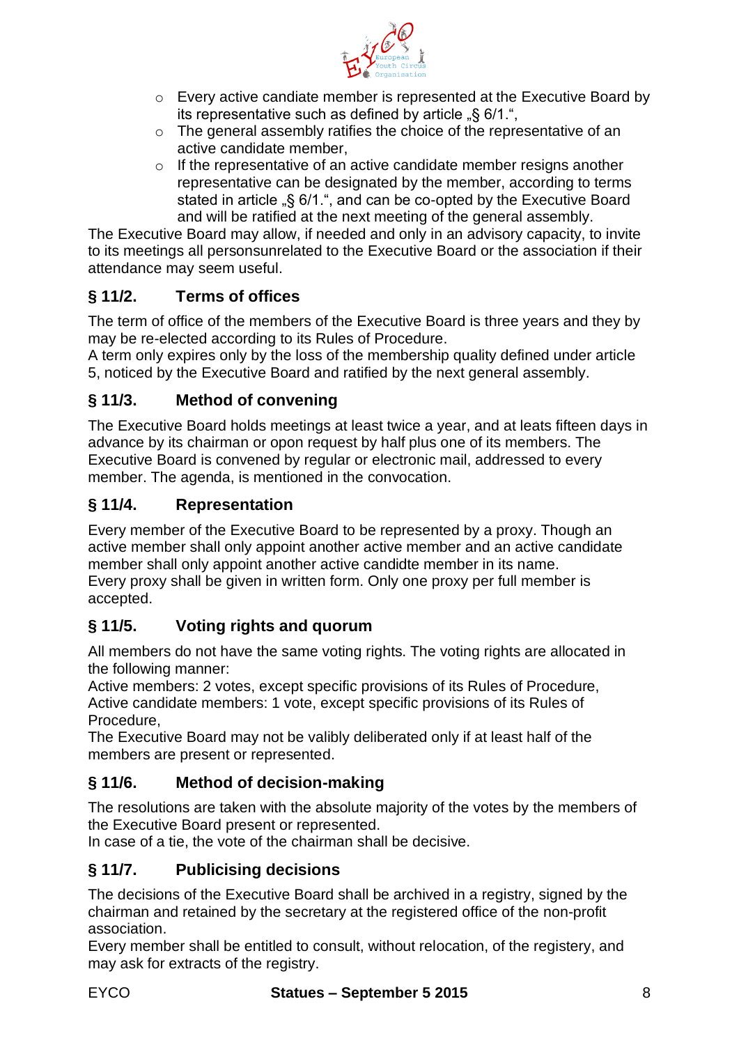- Every active candiate member is represented at the Executive Board by its representative such as defined by article „§ 6/1.“,
- The general assembly ratifies the choice of the representative of an active candidate member,
- If the representative of an active candidate member resigns another representative can be designated by the member, according to terms stated in article „§ 6/1.“, and can be co-opted by the Executive Board and will be ratified at the next meeting of the general assembly.

The Executive Board may allow, if needed and only in an advisory capacity, to invite to its meetings all personsunrelated to the Executive Board or the association if their attendance may seem useful.

## § 11/2. Terms of offices

The term of office of the members of the Executive Board is three years and they by may be re-elected according to its Rules of Procedure.
A term only expires only by the loss of the membership quality defined under article 5, noticed by the Executive Board and ratified by the next general assembly.

## § 11/3. Method of convening

The Executive Board holds meetings at least twice a year, and at leats fifteen days in advance by its chairman or opon request by half plus one of its members. The Executive Board is convened by regular or electronic mail, addressed to every member. The agenda, is mentioned in the convocation.

## § 11/4. Representation

Every member of the Executive Board to be represented by a proxy. Though an active member shall only appoint another active member and an active candidate member shall only appoint another active candidte member in its name.
Every proxy shall be given in written form. Only one proxy per full member is accepted.

## § 11/5. Voting rights and quorum

All members do not have the same voting rights. The voting rights are allocated in the following manner:
Active members: 2 votes, except specific provisions of its Rules of Procedure,
Active candidate members: 1 vote, except specific provisions of its Rules of Procedure,
The Executive Board may not be valibly deliberated only if at least half of the members are present or represented.

## § 11/6. Method of decision-making

The resolutions are taken with the absolute majority of the votes by the members of the Executive Board present or represented.
In case of a tie, the vote of the chairman shall be decisive.

## § 11/7. Publicising decisions

The decisions of the Executive Board shall be archived in a registry, signed by the chairman and retained by the secretary at the registered office of the non-profit association.
Every member shall be entitled to consult, without relocation, of the registery, and may ask for extracts of the registry.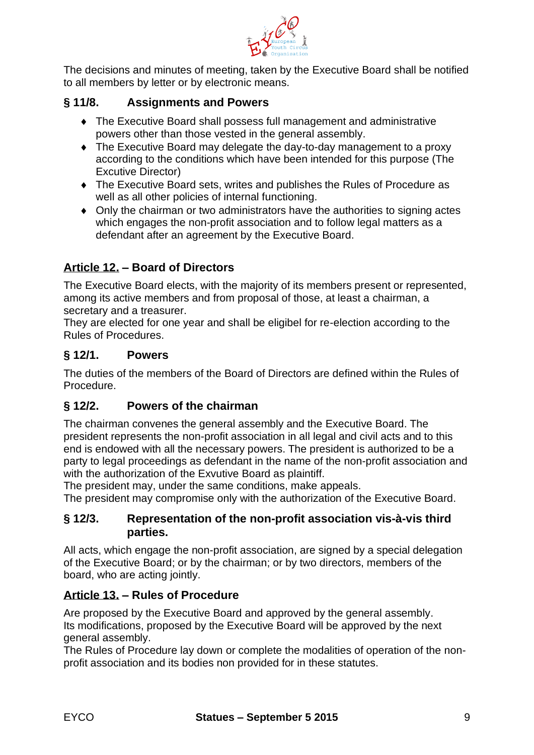The decisions and minutes of meeting, taken by the Executive Board shall be notified to all members by letter or by electronic means.

### § 11/8. Assignments and Powers

- The Executive Board shall possess full management and administrative powers other than those vested in the general assembly.
- The Executive Board may delegate the day-to-day management to a proxy according to the conditions which have been intended for this purpose (The Excutive Director)
- The Executive Board sets, writes and publishes the Rules of Procedure as well as all other policies of internal functioning.
- Only the chairman or two administrators have the authorities to signing actes which engages the non-profit association and to follow legal matters as a defendant after an agreement by the Executive Board.

## Article 12. – Board of Directors

The Executive Board elects, with the majority of its members present or represented, among its active members and from proposal of those, at least a chairman, a secretary and a treasurer.
They are elected for one year and shall be eligibel for re-election according to the Rules of Procedures.

### § 12/1. Powers

The duties of the members of the Board of Directors are defined within the Rules of Procedure.

### § 12/2. Powers of the chairman

The chairman convenes the general assembly and the Executive Board. The president represents the non-profit association in all legal and civil acts and to this end is endowed with all the necessary powers. The president is authorized to be a party to legal proceedings as defendant in the name of the non-profit association and with the authorization of the Exvutive Board as plaintiff.
The president may, under the same conditions, make appeals.
The president may compromise only with the authorization of the Executive Board.

### § 12/3. Representation of the non-profit association vis-à-vis third parties.

All acts, which engage the non-profit association, are signed by a special delegation of the Executive Board; or by the chairman; or by two directors, members of the board, who are acting jointly.

## Article 13. – Rules of Procedure

Are proposed by the Executive Board and approved by the general assembly.
Its modifications, proposed by the Executive Board will be approved by the next general assembly.
The Rules of Procedure lay down or complete the modalities of operation of the non-profit association and its bodies non provided for in these statutes.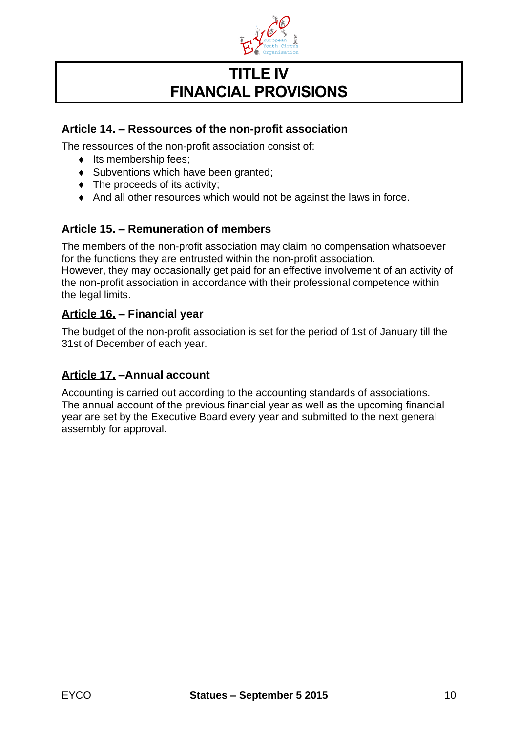# TITLE IV
# FINANCIAL PROVISIONS

### Article 14. – Ressources of the non-profit association

The ressources of the non-profit association consist of:

- Its membership fees;
- Subventions which have been granted;
- The proceeds of its activity;
- And all other resources which would not be against the laws in force.

### Article 15. – Remuneration of members

The members of the non-profit association may claim no compensation whatsoever for the functions they are entrusted within the non-profit association.
However, they may occasionally get paid for an effective involvement of an activity of the non-profit association in accordance with their professional competence within the legal limits.

### Article 16. – Financial year

The budget of the non-profit association is set for the period of 1st of January till the 31st of December of each year.

### Article 17. –Annual account

Accounting is carried out according to the accounting standards of associations.
The annual account of the previous financial year as well as the upcoming financial year are set by the Executive Board every year and submitted to the next general assembly for approval.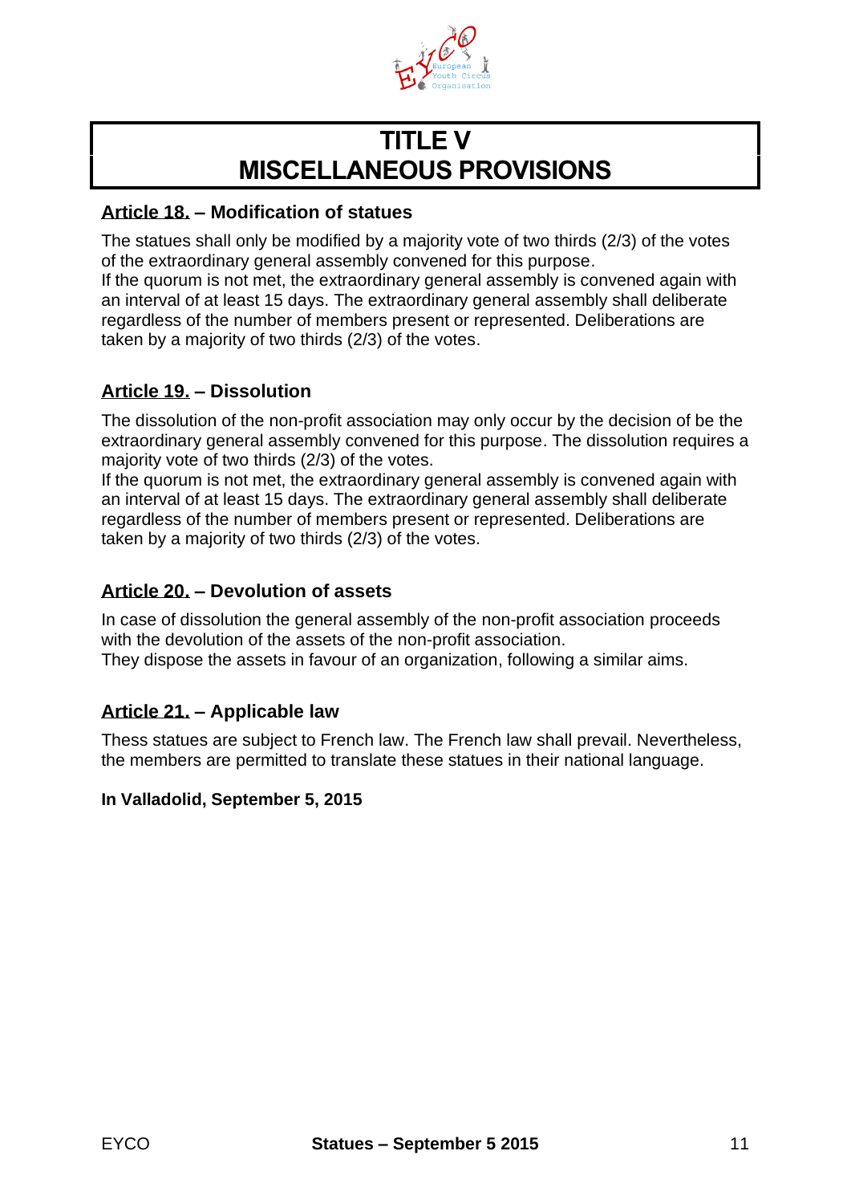# TITLE V
# MISCELLANEOUS PROVISIONS

**Article 18. – Modification of statues**

The statues shall only be modified by a majority vote of two thirds (2/3) of the votes of the extraordinary general assembly convened for this purpose.
If the quorum is not met, the extraordinary general assembly is convened again with an interval of at least 15 days. The extraordinary general assembly shall deliberate regardless of the number of members present or represented. Deliberations are taken by a majority of two thirds (2/3) of the votes.

**Article 19. – Dissolution**

The dissolution of the non-profit association may only occur by the decision of be the extraordinary general assembly convened for this purpose. The dissolution requires a majority vote of two thirds (2/3) of the votes.
If the quorum is not met, the extraordinary general assembly is convened again with an interval of at least 15 days. The extraordinary general assembly shall deliberate regardless of the number of members present or represented. Deliberations are taken by a majority of two thirds (2/3) of the votes.

**Article 20. – Devolution of assets**

In case of dissolution the general assembly of the non-profit association proceeds with the devolution of the assets of the non-profit association.
They dispose the assets in favour of an organization, following a similar aims.

**Article 21. – Applicable law**

Thess statues are subject to French law. The French law shall prevail. Nevertheless, the members are permitted to translate these statues in their national language.

**In Valladolid, September 5, 2015**